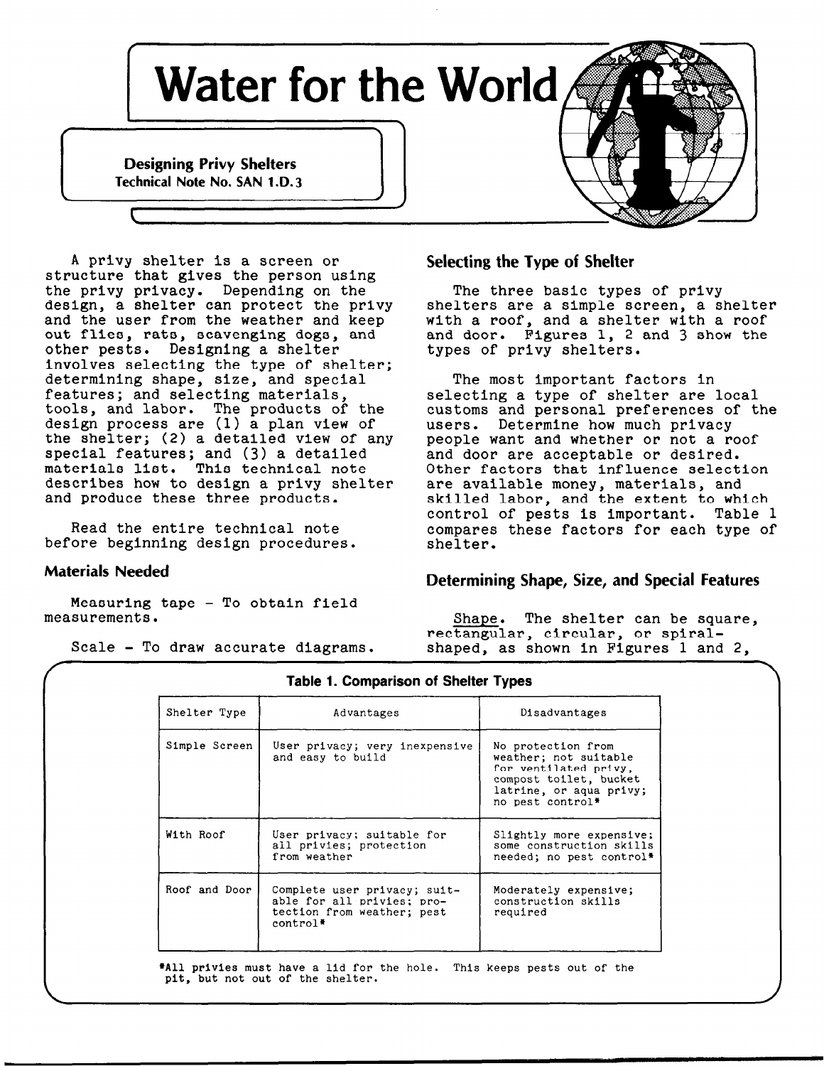# Water for the World

**Designing Privy Shelters**
**Technical Note No. SAN 1.D.3**

A privy shelter is a screen or structure that gives the person using the privy privacy. Depending on the design, a shelter can protect the privy and the user from the weather and keep out flies, rats, scavenging dogs, and other pests. Designing a shelter involves selecting the type of shelter; determining shape, size, and special features; and selecting materials, tools, and labor. The products of the design process are (1) a plan view of the shelter; (2) a detailed view of any special features; and (3) a detailed materials list. This technical note describes how to design a privy shelter and produce these three products.

Read the entire technical note before beginning design procedures.

## Materials Needed

Measuring tape - To obtain field measurements.

Scale - To draw accurate diagrams.

## Selecting the Type of Shelter

The three basic types of privy shelters are a simple screen, a shelter with a roof, and a shelter with a roof and door. Figures 1, 2 and 3 show the types of privy shelters.

The most important factors in selecting a type of shelter are local customs and personal preferences of the users. Determine how much privacy people want and whether or not a roof and door are acceptable or desired. Other factors that influence selection are available money, materials, and skilled labor, and the extent to which control of pests is important. Table 1 compares these factors for each type of shelter.

## Determining Shape, Size, and Special Features

Shape. The shelter can be square, rectangular, circular, or spiral-shaped, as shown in Figures 1 and 2,

**Table 1. Comparison of Shelter Types**

| Shelter Type | Advantages | Disadvantages |
|---|---|---|
| Simple Screen | User privacy; very inexpensive and easy to build | No protection from weather; not suitable for ventilated privy, compost toilet, bucket latrine, or aqua privy; no pest control* |
| With Roof | User privacy; suitable for all privies; protection from weather | Slightly more expensive; some construction skills needed; no pest control* |
| Roof and Door | Complete user privacy; suitable for all privies; protection from weather; pest control* | Moderately expensive; construction skills required |

*All privies must have a lid for the hole. This keeps pests out of the pit, but not out of the shelter.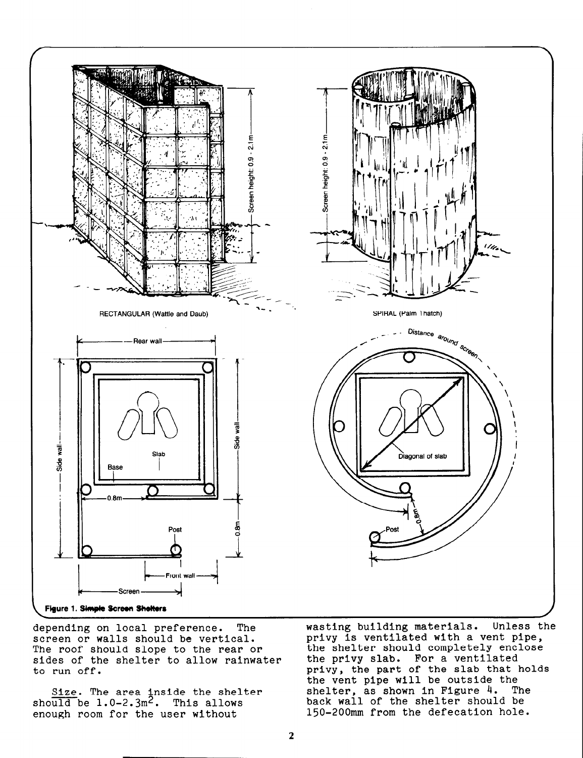Figure 1. Simple Screen Shelters

depending on local preference. The screen or walls should be vertical. The roof should slope to the rear or sides of the shelter to allow rainwater to run off.

Size. The area inside the shelter should be 1.0-2.3m$^2$. This allows enough room for the user without wasting building materials. Unless the privy is ventilated with a vent pipe, the shelter should completely enclose the privy slab. For a ventilated privy, the part of the slab that holds the vent pipe will be outside the shelter, as shown in Figure 4. The back wall of the shelter should be 150-200mm from the defecation hole.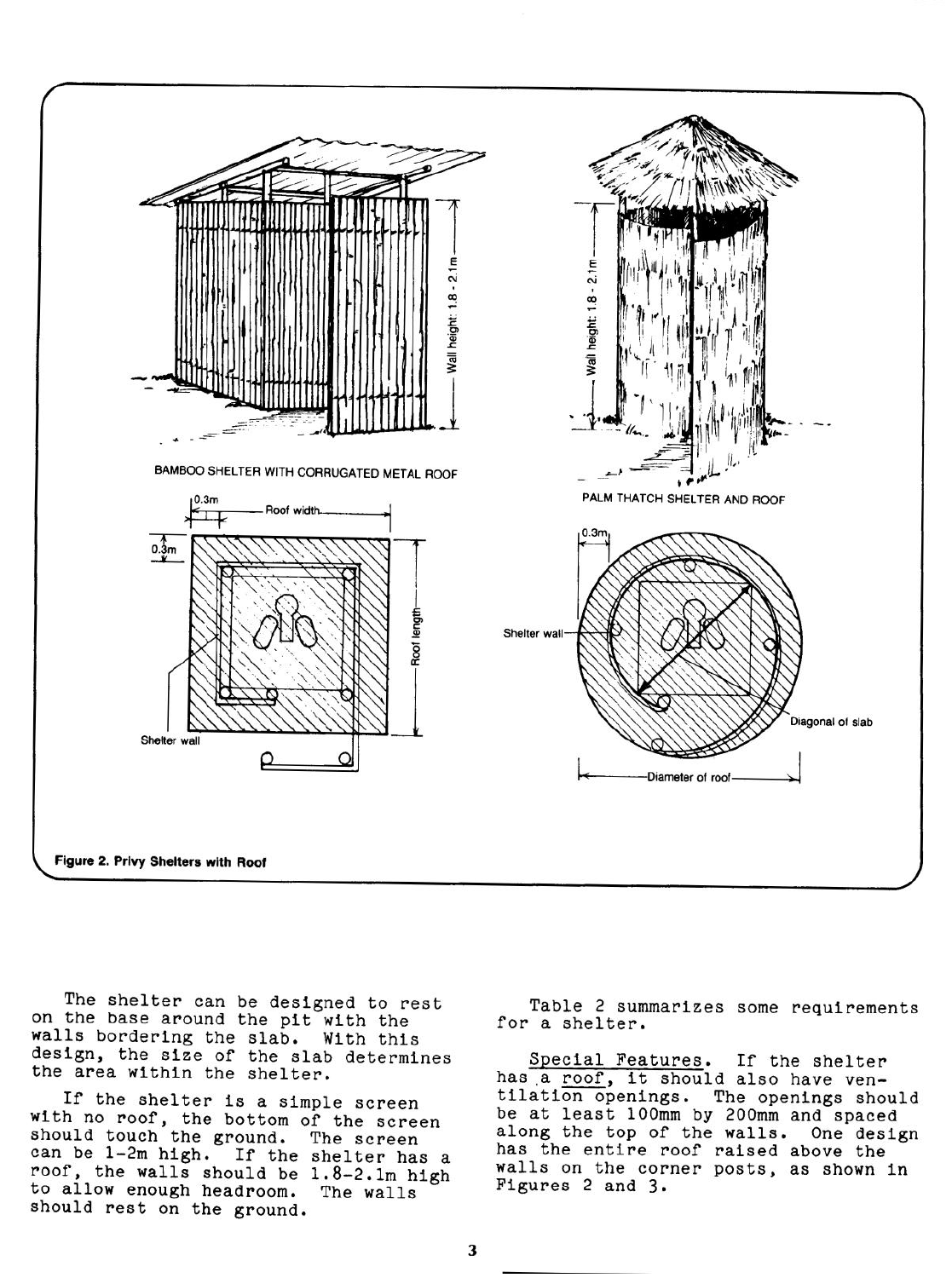BAMBOO SHELTER WITH CORRUGATED METAL ROOF

PALM THATCH SHELTER AND ROOF

Figure 2. Privy Shelters with Roof

The shelter can be designed to rest on the base around the pit with the walls bordering the slab. With this design, the size of the slab determines the area within the shelter.

If the shelter is a simple screen with no roof, the bottom of the screen should touch the ground. The screen can be 1-2m high. If the shelter has a roof, the walls should be 1.8-2.1m high to allow enough headroom. The walls should rest on the ground.

Table 2 summarizes some requirements for a shelter.

Special Features. If the shelter has a roof, it should also have ventilation openings. The openings should be at least 100mm by 200mm and spaced along the top of the walls. One design has the entire roof raised above the walls on the corner posts, as shown in Figures 2 and 3.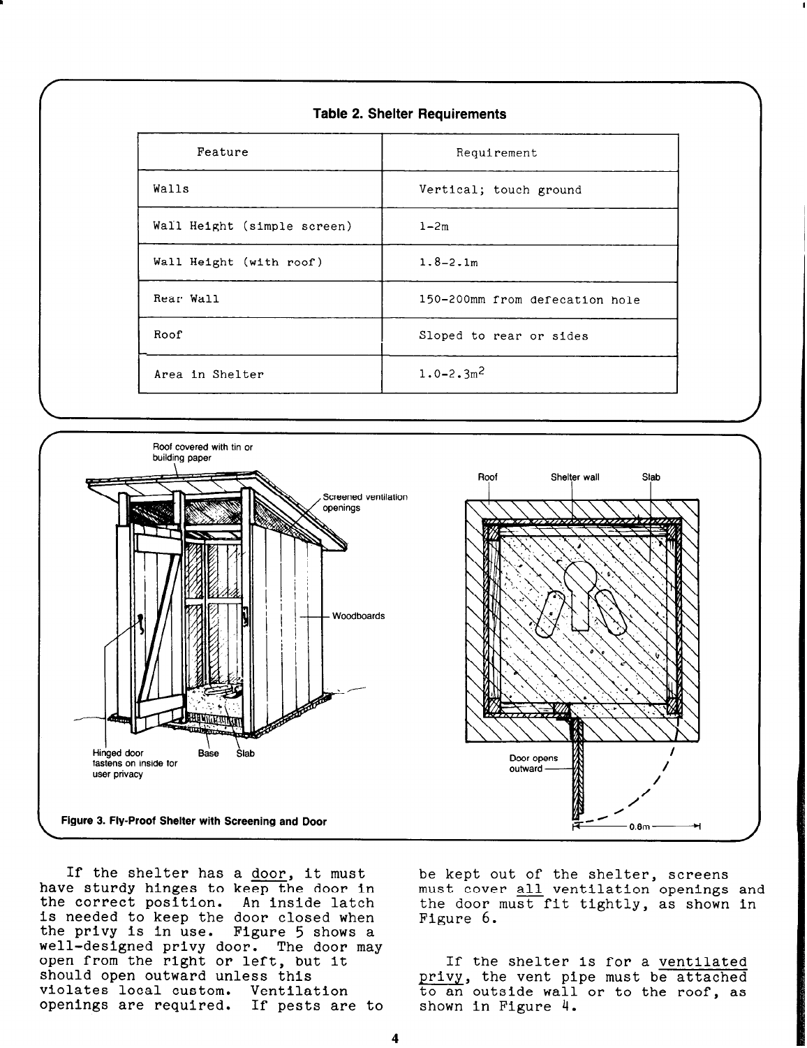**Table 2. Shelter Requirements**

| Feature | Requirement |
|---|---|
| Walls | Vertical; touch ground |
| Wall Height (simple screen) | 1-2m |
| Wall Height (with roof) | 1.8-2.1m |
| Rear Wall | 150-200mm from defecation hole |
| Roof | Sloped to rear or sides |
| Area in Shelter | 1.0-2.3m[2] |

Roof covered with tin or building paper

Screened ventilation openings

Woodboards

Hinged door fastens on inside for user privacy

Base

Slab

Roof

Shelter wall

Slab

Door opens outward

0.8m

**Figure 3. Fly-Proof Shelter with Screening and Door**

If the shelter has a door, it must have sturdy hinges to keep the door in the correct position. An inside latch is needed to keep the door closed when the privy is in use. Figure 5 shows a well-designed privy door. The door may open from the right or left, but it should open outward unless this violates local custom. Ventilation openings are required. If pests are to be kept out of the shelter, screens must cover all ventilation openings and the door must fit tightly, as shown in Figure 6.

If the shelter is for a ventilated privy, the vent pipe must be attached to an outside wall or to the roof, as shown in Figure 4.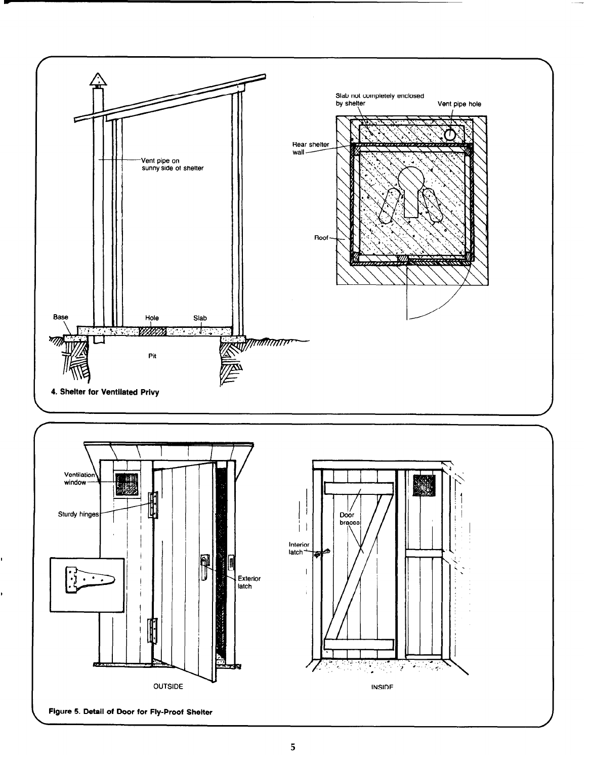Vent pipe on sunny side of shelter

Base

Hole

Slab

Pit

Slab not completely enclosed by shelter

Vent pipe hole

Rear shelter wall

Roof

**4. Shelter for Ventilated Privy**

Ventilation window

Sturdy hinges

Exterior latch

OUTSIDE

Interior latch

Door braces

INSIDE

**Figure 5. Detail of Door for Fly-Proof Shelter**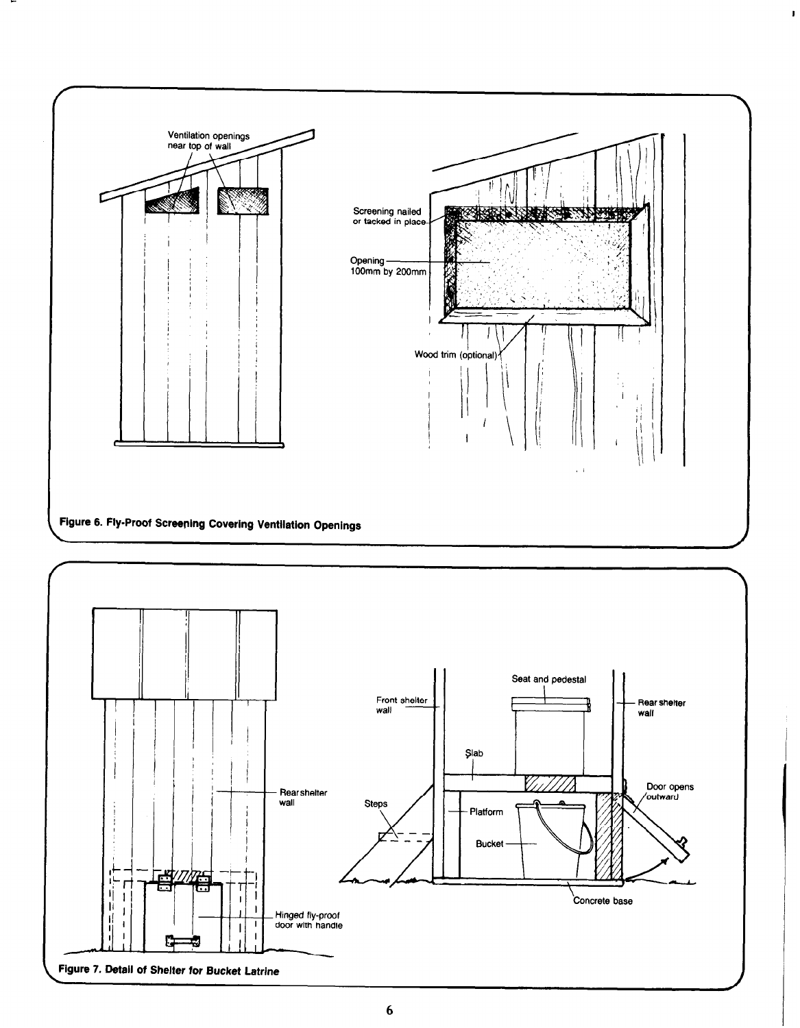Ventilation openings near top of wall

Screening nailed or tacked in place

Opening 100mm by 200mm

Wood trim (optional)

**Figure 6. Fly-Proof Screening Covering Ventilation Openings**

Rear shelter wall

Hinged fly-proof door with handle

Seat and pedestal

Front shelter wall

Rear shelter wall

Slab

Steps

Platform

Bucket

Door opens outward

Concrete base

**Figure 7. Detail of Shelter for Bucket Latrine**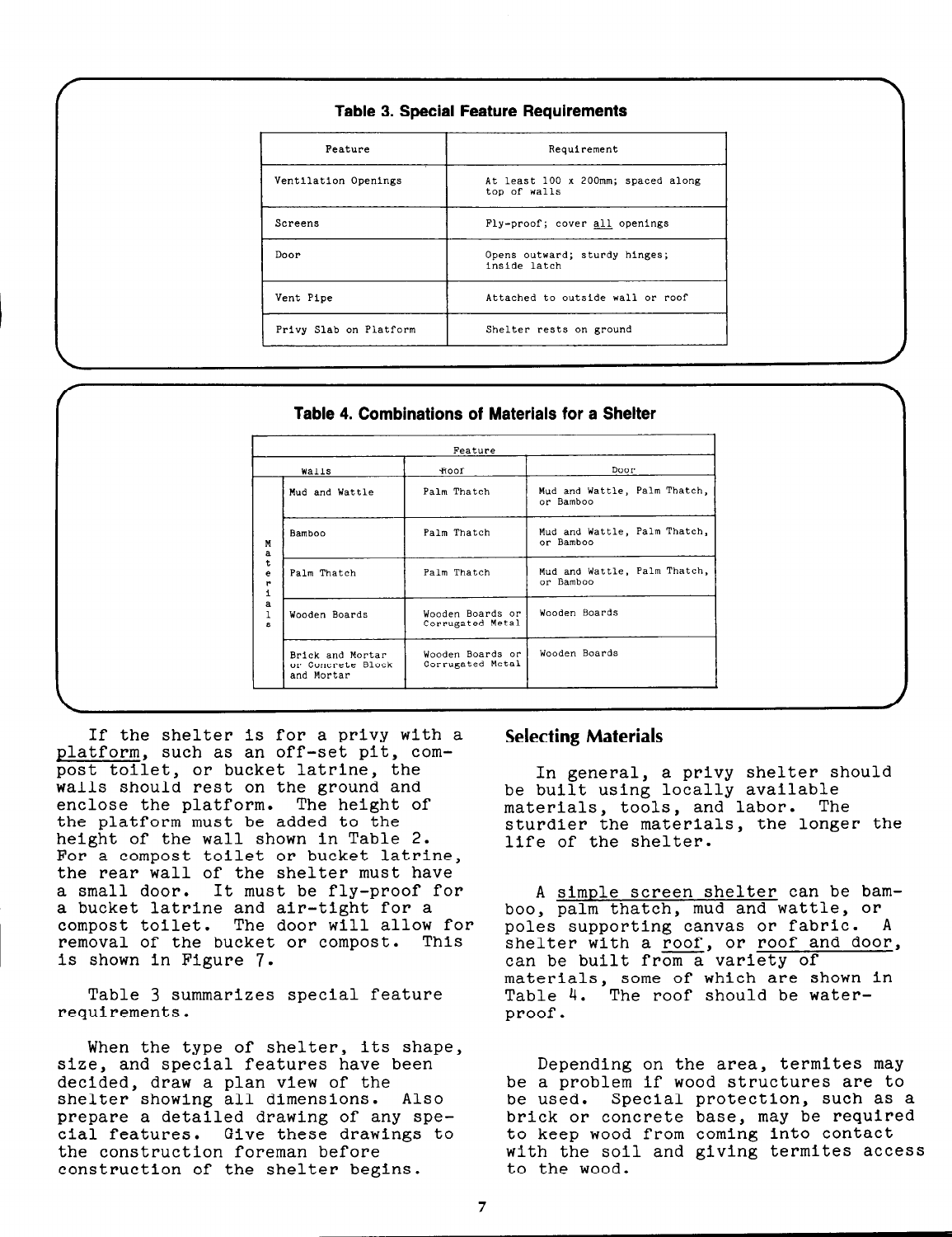### Table 3. Special Feature Requirements

| Feature | Requirement |
| --- | --- |
| Ventilation Openings | At least 100 x 200mm; spaced along top of walls |
| Screens | Fly-proof; cover all openings |
| Door | Opens outward; sturdy hinges; inside latch |
| Vent Pipe | Attached to outside wall or roof |
| Privy Slab on Platform | Shelter rests on ground |

### Table 4. Combinations of Materials for a Shelter

| | Feature | | |
| --- | --- | --- | --- |
| | Walls | Roof | Door |
| Materials | Mud and Wattle | Palm Thatch | Mud and Wattle, Palm Thatch, or Bamboo |
| | Bamboo | Palm Thatch | Mud and Wattle, Palm Thatch, or Bamboo |
| | Palm Thatch | Palm Thatch | Mud and Wattle, Palm Thatch, or Bamboo |
| | Wooden Boards | Wooden Boards or Corrugated Metal | Wooden Boards |
| | Brick and Mortar or Concrete Block and Mortar | Wooden Boards or Corrugated Metal | Wooden Boards |

If the shelter is for a privy with a platform, such as an off-set pit, compost toilet, or bucket latrine, the walls should rest on the ground and enclose the platform. The height of the platform must be added to the height of the wall shown in Table 2. For a compost toilet or bucket latrine, the rear wall of the shelter must have a small door. It must be fly-proof for a bucket latrine and air-tight for a compost toilet. The door will allow for removal of the bucket or compost. This is shown in Figure 7.

Table 3 summarizes special feature requirements.

When the type of shelter, its shape, size, and special features have been decided, draw a plan view of the shelter showing all dimensions. Also prepare a detailed drawing of any special features. Give these drawings to the construction foreman before construction of the shelter begins.

## Selecting Materials

In general, a privy shelter should be built using locally available materials, tools, and labor. The sturdier the materials, the longer the life of the shelter.

A simple screen shelter can be bamboo, palm thatch, mud and wattle, or poles supporting canvas or fabric. A shelter with a roof, or roof and door, can be built from a variety of materials, some of which are shown in Table 4. The roof should be waterproof.

Depending on the area, termites may be a problem if wood structures are to be used. Special protection, such as a brick or concrete base, may be required to keep wood from coming into contact with the soil and giving termites access to the wood.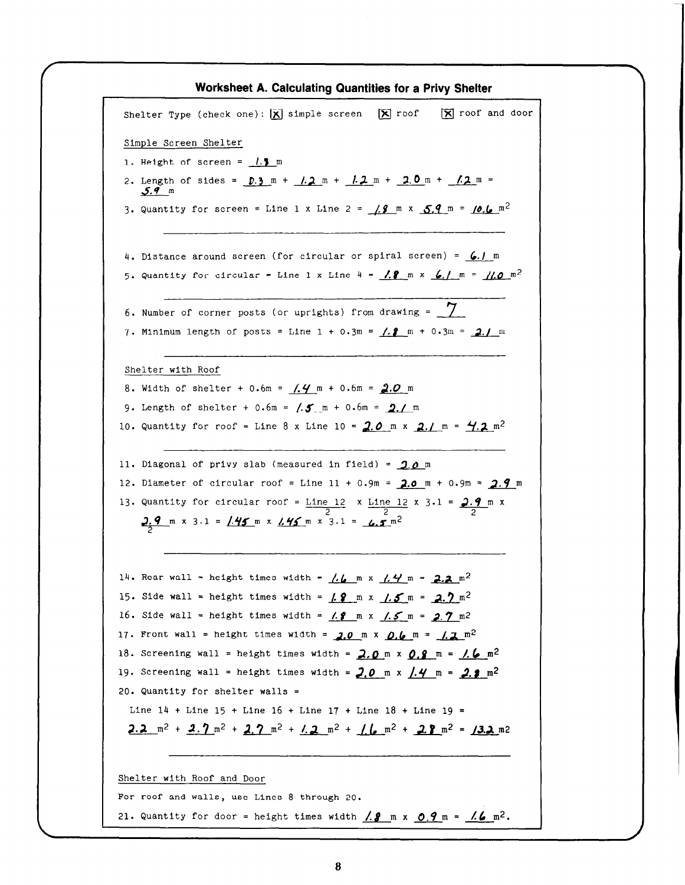## Worksheet A. Calculating Quantities for a Privy Shelter

Shelter Type (check one): [X] simple screen [X] roof [X] roof and door

Simple Screen Shelter

1. Height of screen = 1.8 m
2. Length of sides = 0.3 m + 1.2 m + 1.2 m + 2.0 m + 1.2 m = 5.9 m
3. Quantity for screen = Line 1 x Line 2 = 1.8 m x 5.9 m = 10.6 $m^2$

---

4. Distance around screen (for circular or spiral screen) = 6.1 m
5. Quantity for circular = Line 1 x Line 4 = 1.8 m x 6.1 m = 11.0 $m^2$

---

6. Number of corner posts (or uprights) from drawing = 7
7. Minimum length of posts = Line 1 + 0.3m = 1.8 m + 0.3m = 2.1 m

---

Shelter with Roof

8. Width of shelter + 0.6m = 1.4 m + 0.6m = 2.0 m
9. Length of shelter + 0.6m = 1.5 m + 0.6m = 2.1 m
10. Quantity for roof = Line 8 x Line 10 = 2.0 m x 2.1 m = 4.2 $m^2$

---

11. Diagonal of privy slab (measured in field) = 2.0 m
12. Diameter of circular roof = Line 11 + 0.9m = 2.0 m + 0.9m = 2.9 m
13. Quantity for circular roof = $\frac{\text{Line 12}}{2}$ x $\frac{\text{Line 12}}{2}$ x 3.1 = $\frac{2.9}{2}$ m x $\frac{2.9}{2}$ m x 3.1 = 1.45 m x 1.45 m x 3.1 = 6.5 $m^2$

---

14. Rear wall = height times width = 1.6 m x 1.4 m = 2.2 $m^2$
15. Side wall = height times width = 1.8 m x 1.5 m = 2.7 $m^2$
16. Side wall = height times width = 1.8 m x 1.5 m = 2.7 $m^2$
17. Front wall = height times width = 2.0 m x 0.6 m = 1.2 $m^2$
18. Screening wall = height times width = 2.0 m x 0.8 m = 1.6 $m^2$
19. Screening wall = height times width = 2.0 m x 1.4 m = 2.8 $m^2$
20. Quantity for shelter walls =

    Line 14 + Line 15 + Line 16 + Line 17 + Line 18 + Line 19 =

    2.2 $m^2$ + 2.7 $m^2$ + 2.7 $m^2$ + 1.2 $m^2$ + 1.6 $m^2$ + 2.8 $m^2$ = 13.2 $m^2$

---

Shelter with Roof and Door

For roof and walls, use Lines 8 through 20.

21. Quantity for door = height times width 1.8 m x 0.9 m = 1.6 $m^2$.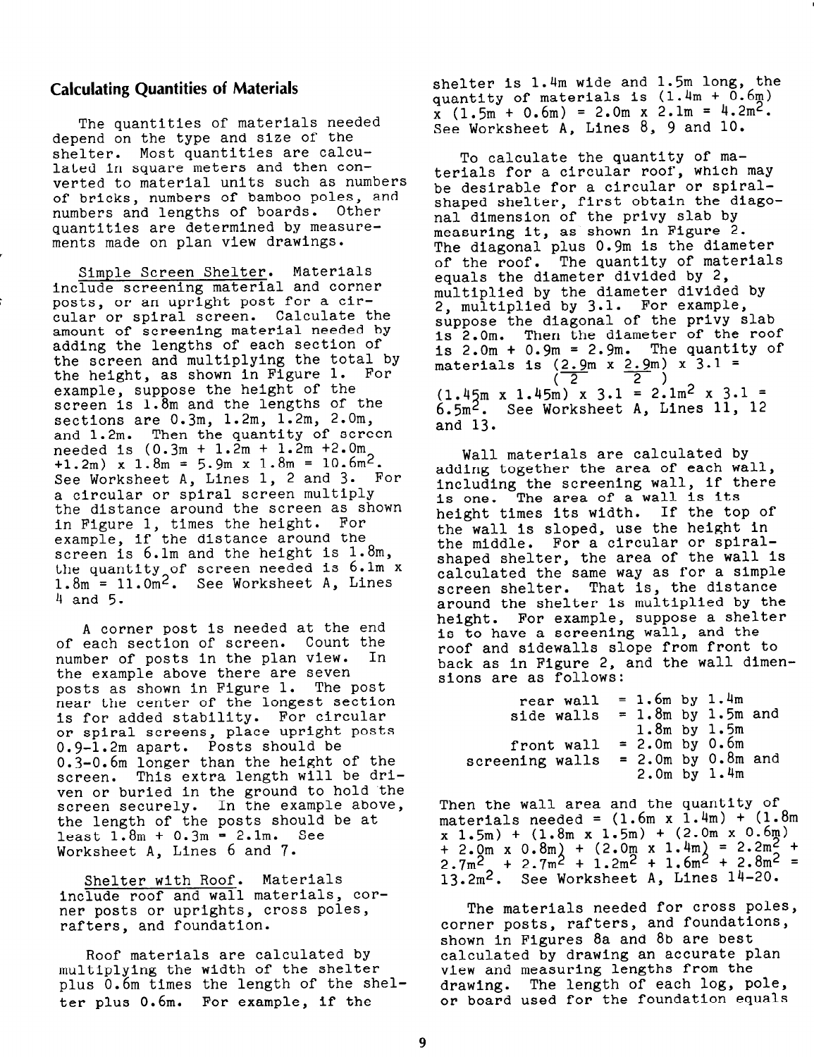## Calculating Quantities of Materials

The quantities of materials needed depend on the type and size of the shelter. Most quantities are calculated in square meters and then converted to material units such as numbers of bricks, numbers of bamboo poles, and numbers and lengths of boards. Other quantities are determined by measurements made on plan view drawings.

Simple Screen Shelter. Materials include screening material and corner posts, or an upright post for a circular or spiral screen. Calculate the amount of screening material needed by adding the lengths of each section of the screen and multiplying the total by the height, as shown in Figure 1. For example, suppose the height of the screen is 1.8m and the lengths of the sections are 0.3m, 1.2m, 1.2m, 2.0m, and 1.2m. Then the quantity of screen needed is (0.3m + 1.2m + 1.2m +2.0m +1.2m) x 1.8m = 5.9m x 1.8m = 10.6m$^2$. See Worksheet A, Lines 1, 2 and 3. For a circular or spiral screen multiply the distance around the screen as shown in Figure 1, times the height. For example, if the distance around the screen is 6.1m and the height is 1.8m, the quantity of screen needed is 6.1m x 1.8m = 11.0m$^2$. See Worksheet A, Lines 4 and 5.

A corner post is needed at the end of each section of screen. Count the number of posts in the plan view. In the example above there are seven posts as shown in Figure 1. The post near the center of the longest section is for added stability. For circular or spiral screens, place upright posts 0.9-1.2m apart. Posts should be 0.3-0.6m longer than the height of the screen. This extra length will be driven or buried in the ground to hold the screen securely. In the example above, the length of the posts should be at least 1.8m + 0.3m = 2.1m. See Worksheet A, Lines 6 and 7.

Shelter with Roof. Materials include roof and wall materials, corner posts or uprights, cross poles, rafters, and foundation.

Roof materials are calculated by multiplying the width of the shelter plus 0.6m times the length of the shelter plus 0.6m. For example, if the shelter is 1.4m wide and 1.5m long, the quantity of materials is (1.4m + 0.6m) x (1.5m + 0.6m) = 2.0m x 2.1m = 4.2m$^2$. See Worksheet A, Lines 8, 9 and 10.

To calculate the quantity of materials for a circular roof, which may be desirable for a circular or spiral-shaped shelter, first obtain the diagonal dimension of the privy slab by measuring it, as shown in Figure 2. The diagonal plus 0.9m is the diameter of the roof. The quantity of materials equals the diameter divided by 2, multiplied by the diameter divided by 2, multiplied by 3.1. For example, suppose the diagonal of the privy slab is 2.0m. Then the diameter of the roof is 2.0m + 0.9m = 2.9m. The quantity of materials is $\left(\frac{2.9\text{m}}{2} \times \frac{2.9\text{m}}{2}\right) \times 3.1$ = (1.45m x 1.45m) x 3.1 = 2.1m$^2$ x 3.1 = 6.5m$^2$. See Worksheet A, Lines 11, 12 and 13.

Wall materials are calculated by adding together the area of each wall, including the screening wall, if there is one. The area of a wall is its height times its width. If the top of the wall is sloped, use the height in the middle. For a circular or spiral-shaped shelter, the area of the wall is calculated the same way as for a simple screen shelter. That is, the distance around the shelter is multiplied by the height. For example, suppose a shelter is to have a screening wall, and the roof and sidewalls slope from front to back as in Figure 2, and the wall dimensions are as follows:

| | |
|---|---|
| rear wall | = 1.6m by 1.4m |
| side walls | = 1.8m by 1.5m and 1.8m by 1.5m |
| front wall | = 2.0m by 0.6m |
| screening walls | = 2.0m by 0.8m and 2.0m by 1.4m |

Then the wall area and the quantity of materials needed = (1.6m x 1.4m) + (1.8m x 1.5m) + (1.8m x 1.5m) + (2.0m x 0.6m) + 2.0m x 0.8m) + (2.0m x 1.4m) = 2.2m$^2$ + 2.7m$^2$ + 2.7m$^2$ + 1.2m$^2$ + 1.6m$^2$ + 2.8m$^2$ = 13.2m$^2$. See Worksheet A, Lines 14-20.

The materials needed for cross poles, corner posts, rafters, and foundations, shown in Figures 8a and 8b are best calculated by drawing an accurate plan view and measuring lengths from the drawing. The length of each log, pole, or board used for the foundation equals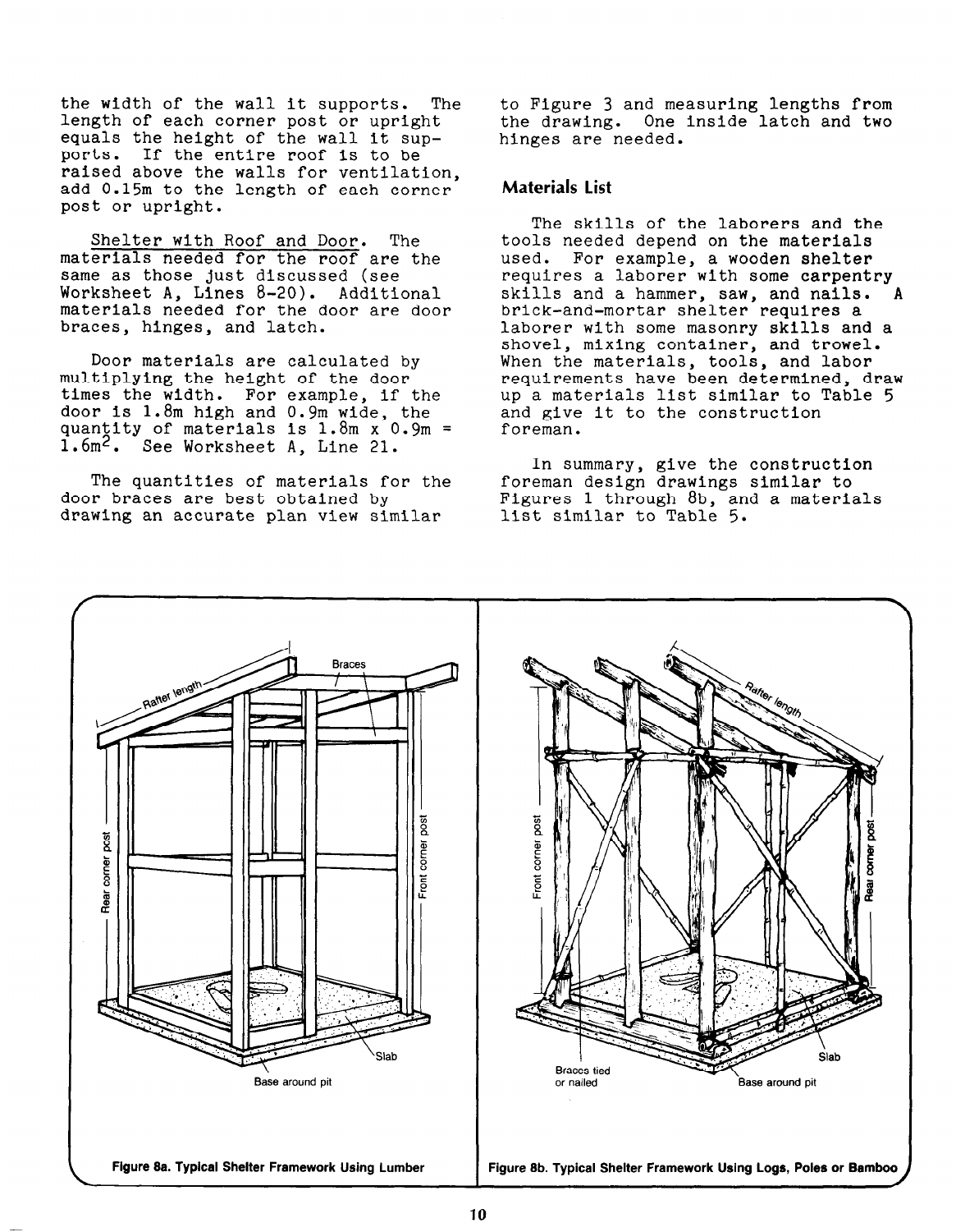the width of the wall it supports. The length of each corner post or upright equals the height of the wall it supports. If the entire roof is to be raised above the walls for ventilation, add 0.15m to the length of each corner post or upright.

Shelter with Roof and Door. The materials needed for the roof are the same as those just discussed (see Worksheet A, Lines 8-20). Additional materials needed for the door are door braces, hinges, and latch.

Door materials are calculated by multiplying the height of the door times the width. For example, if the door is 1.8m high and 0.9m wide, the quantity of materials is 1.8m x 0.9m = $1.6m^2$. See Worksheet A, Line 21.

The quantities of materials for the door braces are best obtained by drawing an accurate plan view similar to Figure 3 and measuring lengths from the drawing. One inside latch and two hinges are needed.

## Materials List

The skills of the laborers and the tools needed depend on the materials used. For example, a wooden shelter requires a laborer with some carpentry skills and a hammer, saw, and nails. A brick-and-mortar shelter requires a laborer with some masonry skills and a shovel, mixing container, and trowel. When the materials, tools, and labor requirements have been determined, draw up a materials list similar to Table 5 and give it to the construction foreman.

In summary, give the construction foreman design drawings similar to Figures 1 through 8b, and a materials list similar to Table 5.

**Figure 8a. Typical Shelter Framework Using Lumber**

**Figure 8b. Typical Shelter Framework Using Logs, Poles or Bamboo**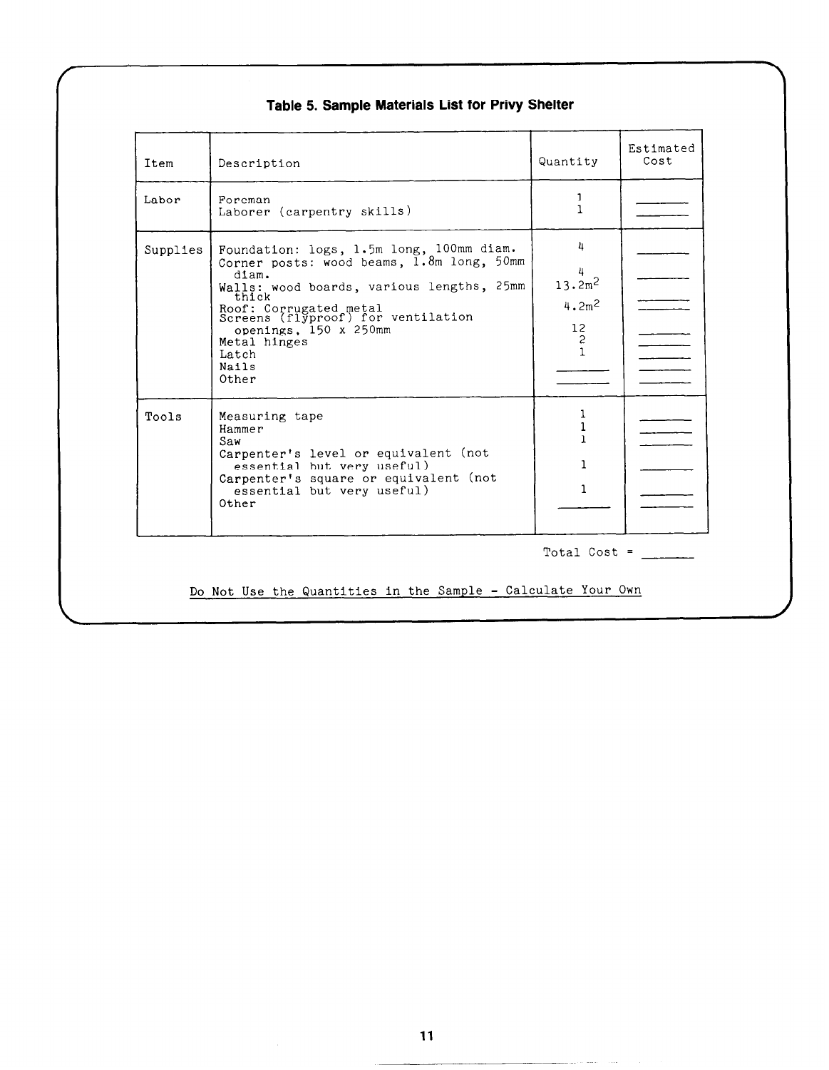**Table 5. Sample Materials List for Privy Shelter**

| Item | Description | Quantity | Estimated Cost |
| --- | --- | --- | --- |
| Labor | Foreman | 1 | ______ |
| | Laborer (carpentry skills) | 1 | ______ |
| Supplies | Foundation: logs, 1.5m long, 100mm diam. | 4 | ______ |
| | Corner posts: wood beams, 1.8m long, 50mm diam. | 4 | ______ |
| | Walls: wood boards, various lengths, 25mm thick | $13.2m^2$ | ______ |
| | Roof: Corrugated metal | $4.2m^2$ | ______ |
| | Screens (flyproof) for ventilation openings, 150 x 250mm | 12 | ______ |
| | Metal hinges | 2 | ______ |
| | Latch | 1 | ______ |
| | Nails | ______ | ______ |
| | Other | ______ | ______ |
| Tools | Measuring tape | 1 | ______ |
| | Hammer | 1 | ______ |
| | Saw | 1 | ______ |
| | Carpenter's level or equivalent (not essential but very useful) | 1 | ______ |
| | Carpenter's square or equivalent (not essential but very useful) | 1 | ______ |
| | Other | ______ | ______ |

Total Cost = ______

Do Not Use the Quantities in the Sample - Calculate Your Own